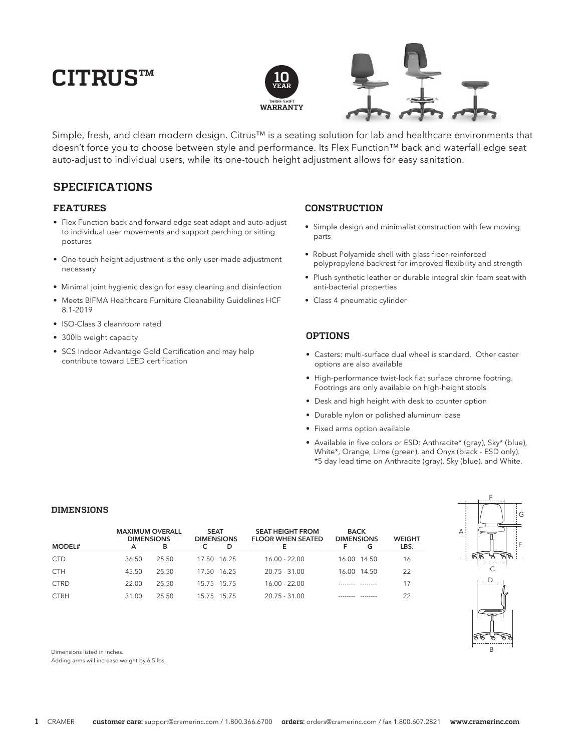# CITRUS™

10 YEAR THREE-SHIFT WARRANTY

Simple, fresh, and clean modern design. Citrus™ is a seating solution for lab and healthcare environments that doesn't force you to choose between style and performance. Its Flex Function™ back and waterfall edge seat auto-adjust to individual users, while its one-touch height adjustment allows for easy sanitation.

## SPECIFICATIONS

### FEATURES

- Flex Function back and forward edge seat adapt and auto-adjust to individual user movements and support perching or sitting postures
- One-touch height adjustment-is the only user-made adjustment necessary
- Minimal joint hygienic design for easy cleaning and disinfection
- Meets BIFMA Healthcare Furniture Cleanability Guidelines HCF 8.1-2019
- ISO-Class 3 cleanroom rated
- 300lb weight capacity
- SCS Indoor Advantage Gold Certification and may help contribute toward LEED certification

### CONSTRUCTION

- Simple design and minimalist construction with few moving parts
- Robust Polyamide shell with glass fiber-reinforced polypropylene backrest for improved flexibility and strength
- Plush synthetic leather or durable integral skin foam seat with anti-bacterial properties
- Class 4 pneumatic cylinder

### OPTIONS

- Casters: multi-surface dual wheel is standard. Other caster options are also available
- High-performance twist-lock flat surface chrome footring. Footrings are only available on high-height stools
- Desk and high height with desk to counter option
- Durable nylon or polished aluminum base
- Fixed arms option available
- Available in five colors or ESD: Anthracite* (gray), Sky* (blue), White*, Orange, Lime (green), and Onyx (black - ESD only). *5 day lead time on Anthracite (gray), Sky (blue), and White.

### DIMENSIONS

| MODEL# | MAXIMUM OVERALL DIMENSIONS A | B | SEAT DIMENSIONS C | D | SEAT HEIGHT FROM FLOOR WHEN SEATED E | BACK DIMENSIONS F | G | WEIGHT LBS. |
|---|---|---|---|---|---|---|---|---|
| CTD | 36.50 | 25.50 | 17.50 | 16.25 | 16.00 - 22.00 | 16.00 | 14.50 | 16 |
| CTH | 45.50 | 25.50 | 17.50 | 16.25 | 20.75 - 31.00 | 16.00 | 14.50 | 22 |
| CTRD | 22.00 | 25.50 | 15.75 | 15.75 | 16.00 - 22.00 | -------- | -------- | 17 |
| CTRH | 31.00 | 25.50 | 15.75 | 15.75 | 20.75 - 31.00 | -------- | -------- | 22 |

Dimensions listed in inches.
Adding arms will increase weight by 6.5 lbs.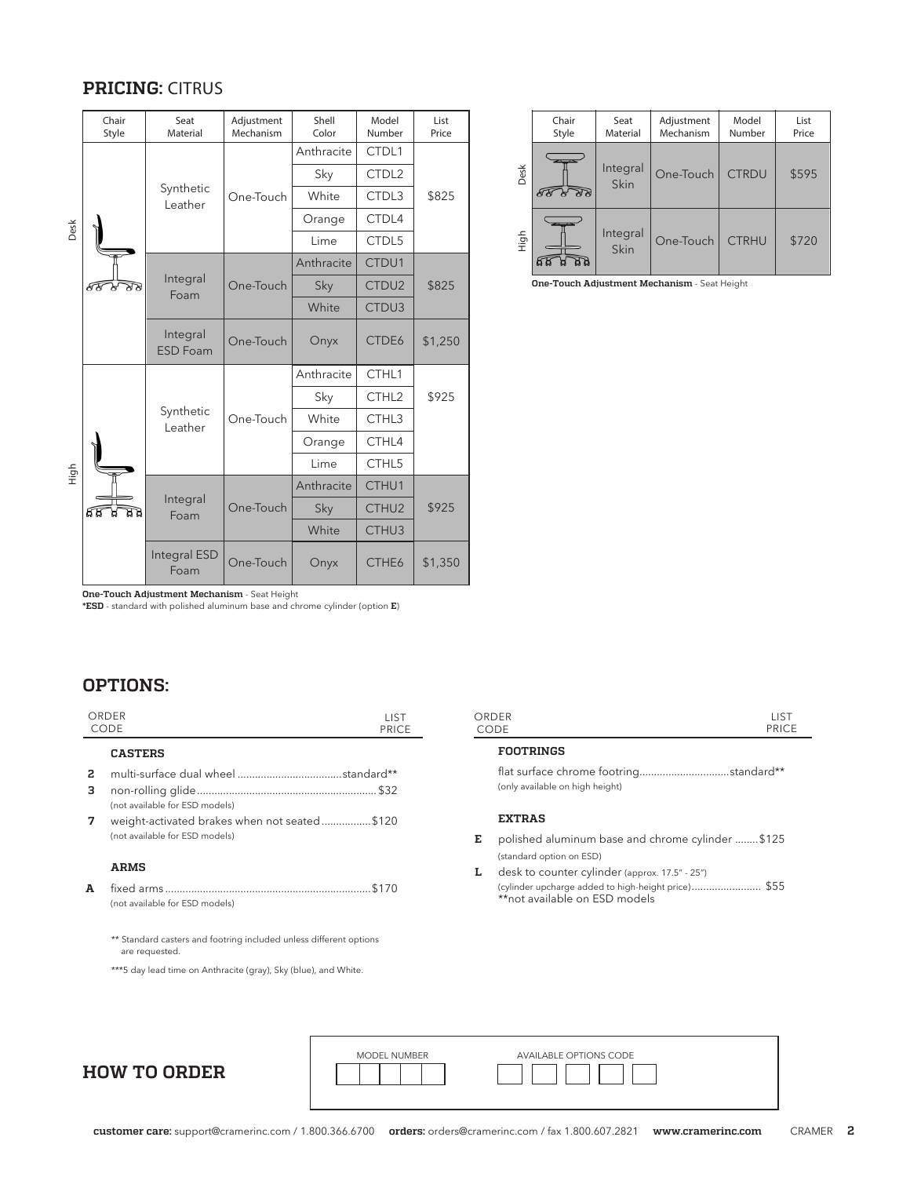## PRICING: CITRUS

| | Chair Style | Seat Material | Adjustment Mechanism | Shell Color | Model Number | List Price |
|---|---|---|---|---|---|---|
| Desk | | Synthetic Leather | One-Touch | Anthracite | CTDL1 | $825 |
| | | | | Sky | CTDL2 | |
| | | | | White | CTDL3 | |
| | | | | Orange | CTDL4 | |
| | | | | Lime | CTDL5 | |
| | | Integral Foam | One-Touch | Anthracite | CTDU1 | $825 |
| | | | | Sky | CTDU2 | |
| | | | | White | CTDU3 | |
| | | Integral ESD Foam | One-Touch | Onyx | CTDE6 | $1,250 |
| High | | Synthetic Leather | One-Touch | Anthracite | CTHL1 | $925 |
| | | | | Sky | CTHL2 | |
| | | | | White | CTHL3 | |
| | | | | Orange | CTHL4 | |
| | | | | Lime | CTHL5 | |
| | | Integral Foam | One-Touch | Anthracite | CTHU1 | $925 |
| | | | | Sky | CTHU2 | |
| | | | | White | CTHU3 | |
| | | Integral ESD Foam | One-Touch | Onyx | CTHE6 | $1,350 |

**One-Touch Adjustment Mechanism** - Seat Height
***ESD** - standard with polished aluminum base and chrome cylinder (option **E**)

| | Chair Style | Seat Material | Adjustment Mechanism | Model Number | List Price |
|---|---|---|---|---|---|
| Desk | | Integral Skin | One-Touch | CTRDU | $595 |
| High | | Integral Skin | One-Touch | CTRHU | $720 |

**One-Touch Adjustment Mechanism** - Seat Height

## OPTIONS:

| ORDER CODE | | LIST PRICE |
|---|---|---|
| | **CASTERS** | |
| 2 | multi-surface dual wheel | standard** |
| 3 | non-rolling glide (not available for ESD models) | $32 |
| 7 | weight-activated brakes when not seated (not available for ESD models) | $120 |
| | **ARMS** | |
| A | fixed arms (not available for ESD models) | $170 |

** Standard casters and footring included unless different options are requested.

***5 day lead time on Anthracite (gray), Sky (blue), and White.

| ORDER CODE | | LIST PRICE |
|---|---|---|
| | **FOOTRINGS** | |
| | flat surface chrome footring (only available on high height) | standard** |
| | **EXTRAS** | |
| E | polished aluminum base and chrome cylinder (standard option on ESD) | $125 |
| L | desk to counter cylinder (approx. 17.5" - 25") (cylinder upcharge added to high-height price) **not available on ESD models | $55 |

## HOW TO ORDER

MODEL NUMBER

AVAILABLE OPTIONS CODE

**customer care:** support@cramerinc.com / 1.800.366.6700 **orders:** orders@cramerinc.com / fax 1.800.607.2821 **www.cramerinc.com**